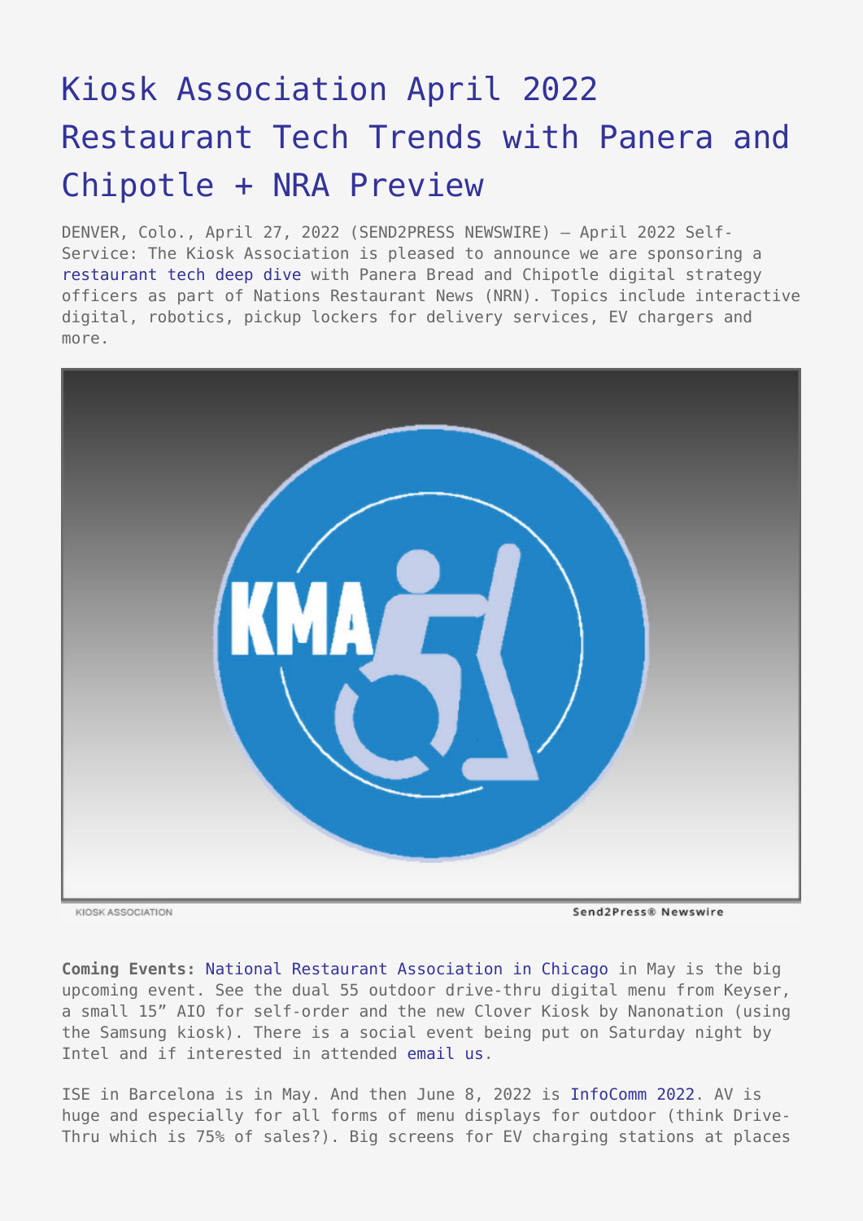# Kiosk Association April 2022 Restaurant Tech Trends with Panera and Chipotle + NRA Preview

DENVER, Colo., April 27, 2022 (SEND2PRESS NEWSWIRE) — April 2022 Self-Service: The Kiosk Association is pleased to announce we are sponsoring a restaurant tech deep dive with Panera Bread and Chipotle digital strategy officers as part of Nations Restaurant News (NRN). Topics include interactive digital, robotics, pickup lockers for delivery services, EV chargers and more.

KIOSK ASSOCIATION

**Coming Events:** National Restaurant Association in Chicago in May is the big upcoming event. See the dual 55 outdoor drive-thru digital menu from Keyser, a small 15" AIO for self-order and the new Clover Kiosk by Nanonation (using the Samsung kiosk). There is a social event being put on Saturday night by Intel and if interested in attended email us.

ISE in Barcelona is in May. And then June 8, 2022 is InfoComm 2022. AV is huge and especially for all forms of menu displays for outdoor (think Drive-Thru which is 75% of sales?). Big screens for EV charging stations at places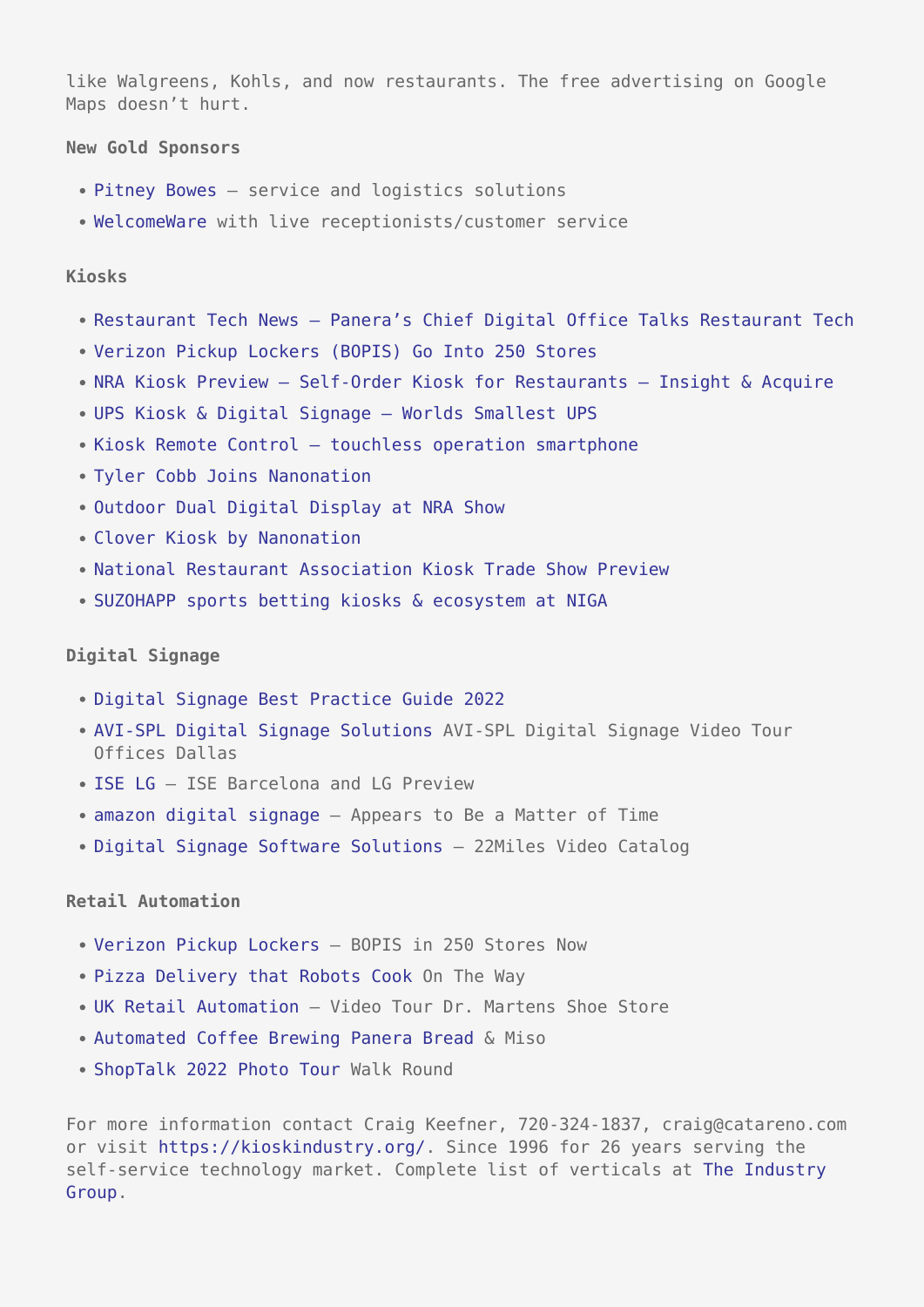like Walgreens, Kohls, and now restaurants. The free advertising on Google Maps doesn't hurt.

**New Gold Sponsors**

- Pitney Bowes – service and logistics solutions
- WelcomeWare with live receptionists/customer service

**Kiosks**

- Restaurant Tech News – Panera's Chief Digital Office Talks Restaurant Tech
- Verizon Pickup Lockers (BOPIS) Go Into 250 Stores
- NRA Kiosk Preview – Self-Order Kiosk for Restaurants – Insight & Acquire
- UPS Kiosk & Digital Signage – Worlds Smallest UPS
- Kiosk Remote Control – touchless operation smartphone
- Tyler Cobb Joins Nanonation
- Outdoor Dual Digital Display at NRA Show
- Clover Kiosk by Nanonation
- National Restaurant Association Kiosk Trade Show Preview
- SUZOHAPP sports betting kiosks & ecosystem at NIGA

**Digital Signage**

- Digital Signage Best Practice Guide 2022
- AVI-SPL Digital Signage Solutions AVI-SPL Digital Signage Video Tour Offices Dallas
- ISE LG – ISE Barcelona and LG Preview
- amazon digital signage – Appears to Be a Matter of Time
- Digital Signage Software Solutions – 22Miles Video Catalog

**Retail Automation**

- Verizon Pickup Lockers – BOPIS in 250 Stores Now
- Pizza Delivery that Robots Cook On The Way
- UK Retail Automation – Video Tour Dr. Martens Shoe Store
- Automated Coffee Brewing Panera Bread & Miso
- ShopTalk 2022 Photo Tour Walk Round

For more information contact Craig Keefner, 720-324-1837, craig@catareno.com or visit https://kioskindustry.org/. Since 1996 for 26 years serving the self-service technology market. Complete list of verticals at The Industry Group.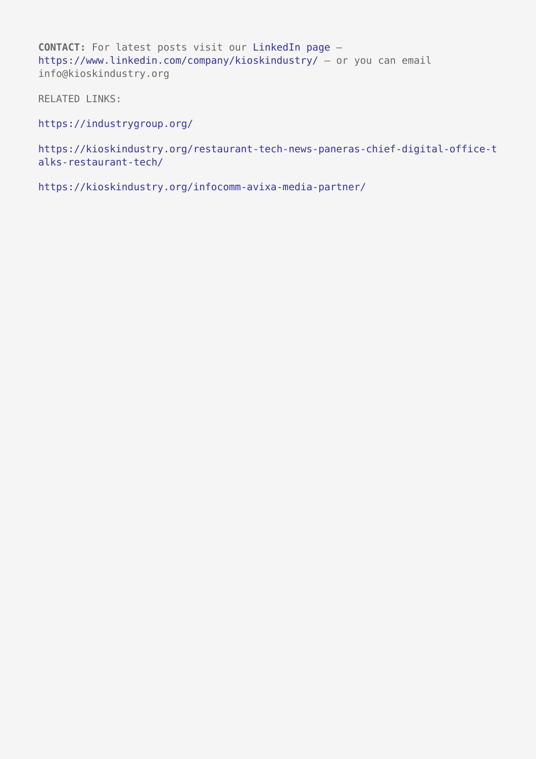**CONTACT:** For latest posts visit our LinkedIn page – https://www.linkedin.com/company/kioskindustry/ – or you can email info@kioskindustry.org

RELATED LINKS:

https://industrygroup.org/

https://kioskindustry.org/restaurant-tech-news-paneras-chief-digital-office-talks-restaurant-tech/

https://kioskindustry.org/infocomm-avixa-media-partner/